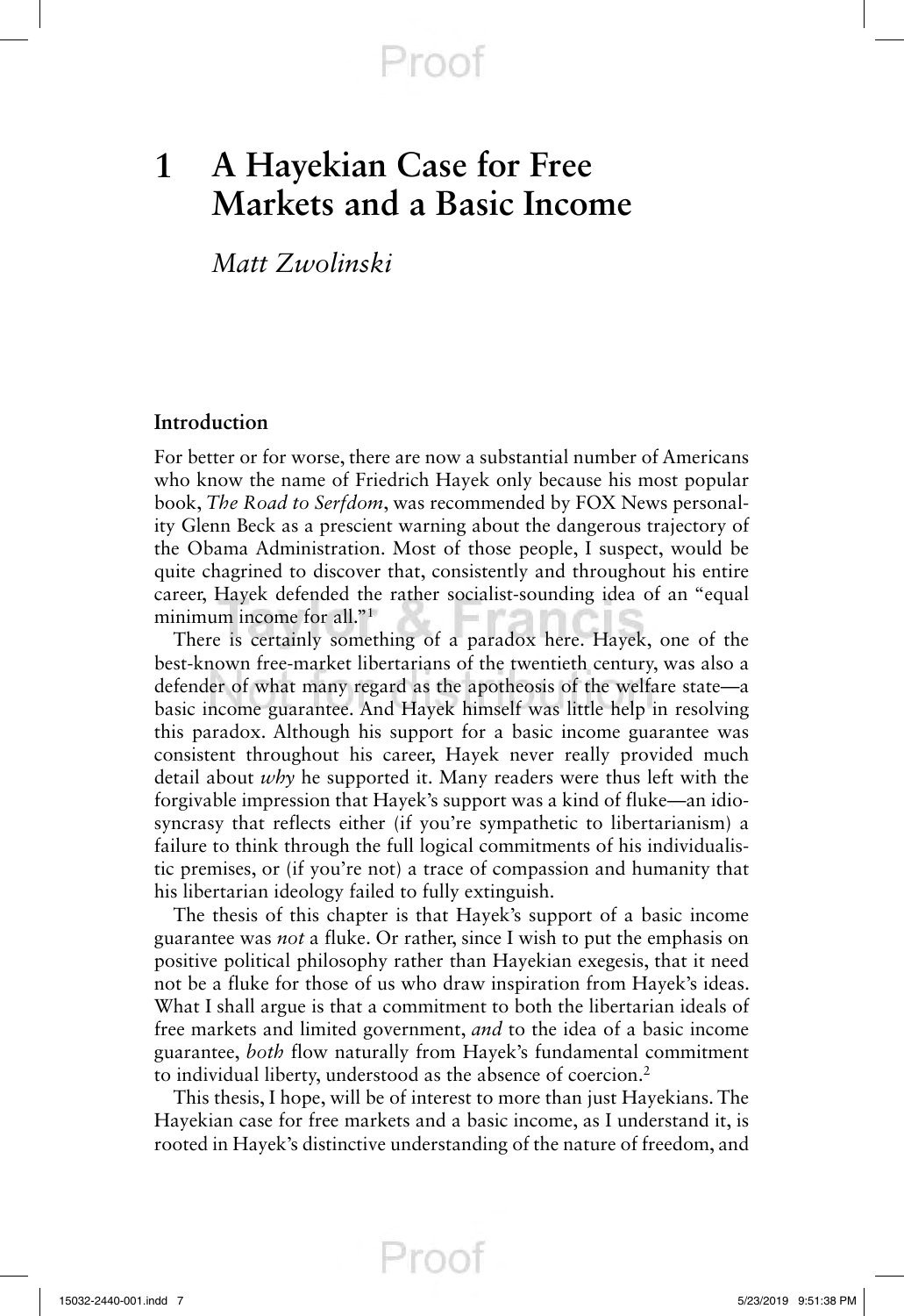# 1 A Hayekian Case for Free Markets and a Basic Income

*Matt Zwolinski*

## Introduction

For better or for worse, there are now a substantial number of Americans who know the name of Friedrich Hayek only because his most popular book, *The Road to Serfdom*, was recommended by FOX News personality Glenn Beck as a prescient warning about the dangerous trajectory of the Obama Administration. Most of those people, I suspect, would be quite chagrined to discover that, consistently and throughout his entire career, Hayek defended the rather socialist-sounding idea of an "equal minimum income for all."[1]

There is certainly something of a paradox here. Hayek, one of the best-known free-market libertarians of the twentieth century, was also a defender of what many regard as the apotheosis of the welfare state—a basic income guarantee. And Hayek himself was little help in resolving this paradox. Although his support for a basic income guarantee was consistent throughout his career, Hayek never really provided much detail about *why* he supported it. Many readers were thus left with the forgivable impression that Hayek's support was a kind of fluke—an idiosyncrasy that reflects either (if you're sympathetic to libertarianism) a failure to think through the full logical commitments of his individualistic premises, or (if you're not) a trace of compassion and humanity that his libertarian ideology failed to fully extinguish.

The thesis of this chapter is that Hayek's support of a basic income guarantee was *not* a fluke. Or rather, since I wish to put the emphasis on positive political philosophy rather than Hayekian exegesis, that it need not be a fluke for those of us who draw inspiration from Hayek's ideas. What I shall argue is that a commitment to both the libertarian ideals of free markets and limited government, *and* to the idea of a basic income guarantee, *both* flow naturally from Hayek's fundamental commitment to individual liberty, understood as the absence of coercion.[2]

This thesis, I hope, will be of interest to more than just Hayekians. The Hayekian case for free markets and a basic income, as I understand it, is rooted in Hayek's distinctive understanding of the nature of freedom, and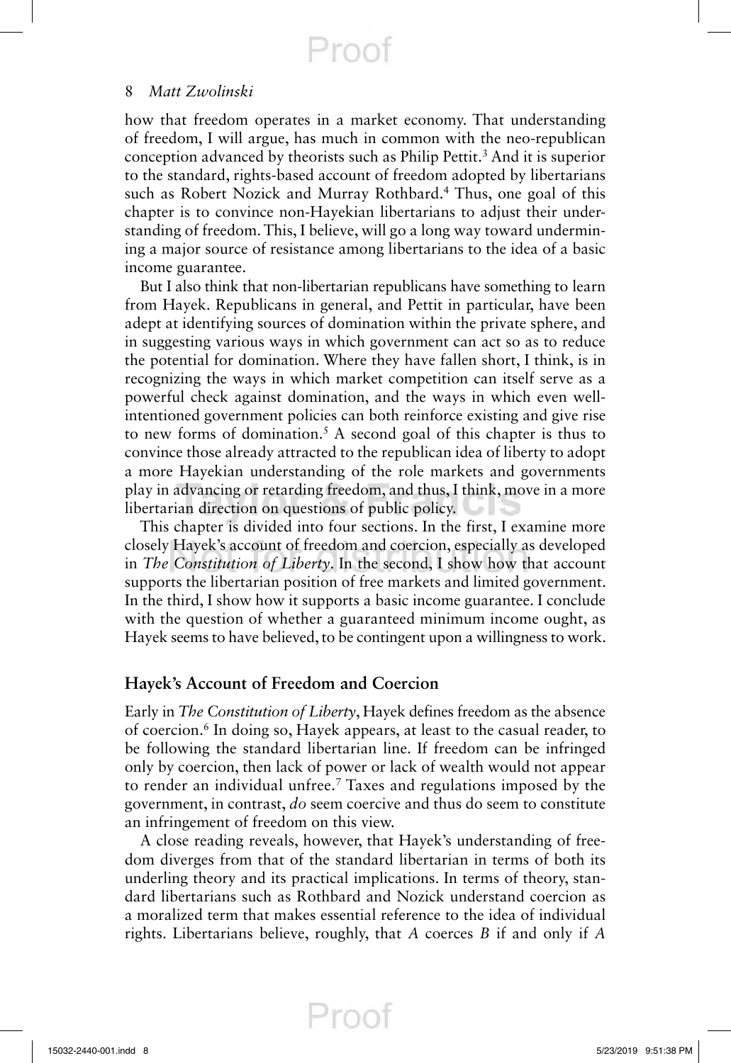how that freedom operates in a market economy. That understanding of freedom, I will argue, has much in common with the neo-republican conception advanced by theorists such as Philip Pettit.[3] And it is superior to the standard, rights-based account of freedom adopted by libertarians such as Robert Nozick and Murray Rothbard.[4] Thus, one goal of this chapter is to convince non-Hayekian libertarians to adjust their understanding of freedom. This, I believe, will go a long way toward undermining a major source of resistance among libertarians to the idea of a basic income guarantee.

But I also think that non-libertarian republicans have something to learn from Hayek. Republicans in general, and Pettit in particular, have been adept at identifying sources of domination within the private sphere, and in suggesting various ways in which government can act so as to reduce the potential for domination. Where they have fallen short, I think, is in recognizing the ways in which market competition can itself serve as a powerful check against domination, and the ways in which even well-intentioned government policies can both reinforce existing and give rise to new forms of domination.[5] A second goal of this chapter is thus to convince those already attracted to the republican idea of liberty to adopt a more Hayekian understanding of the role markets and governments play in advancing or retarding freedom, and thus, I think, move in a more libertarian direction on questions of public policy.

This chapter is divided into four sections. In the first, I examine more closely Hayek's account of freedom and coercion, especially as developed in *The Constitution of Liberty*. In the second, I show how that account supports the libertarian position of free markets and limited government. In the third, I show how it supports a basic income guarantee. I conclude with the question of whether a guaranteed minimum income ought, as Hayek seems to have believed, to be contingent upon a willingness to work.

## Hayek's Account of Freedom and Coercion

Early in *The Constitution of Liberty*, Hayek defines freedom as the absence of coercion.[6] In doing so, Hayek appears, at least to the casual reader, to be following the standard libertarian line. If freedom can be infringed only by coercion, then lack of power or lack of wealth would not appear to render an individual unfree.[7] Taxes and regulations imposed by the government, in contrast, *do* seem coercive and thus do seem to constitute an infringement of freedom on this view.

A close reading reveals, however, that Hayek's understanding of freedom diverges from that of the standard libertarian in terms of both its underling theory and its practical implications. In terms of theory, standard libertarians such as Rothbard and Nozick understand coercion as a moralized term that makes essential reference to the idea of individual rights. Libertarians believe, roughly, that *A* coerces *B* if and only if *A*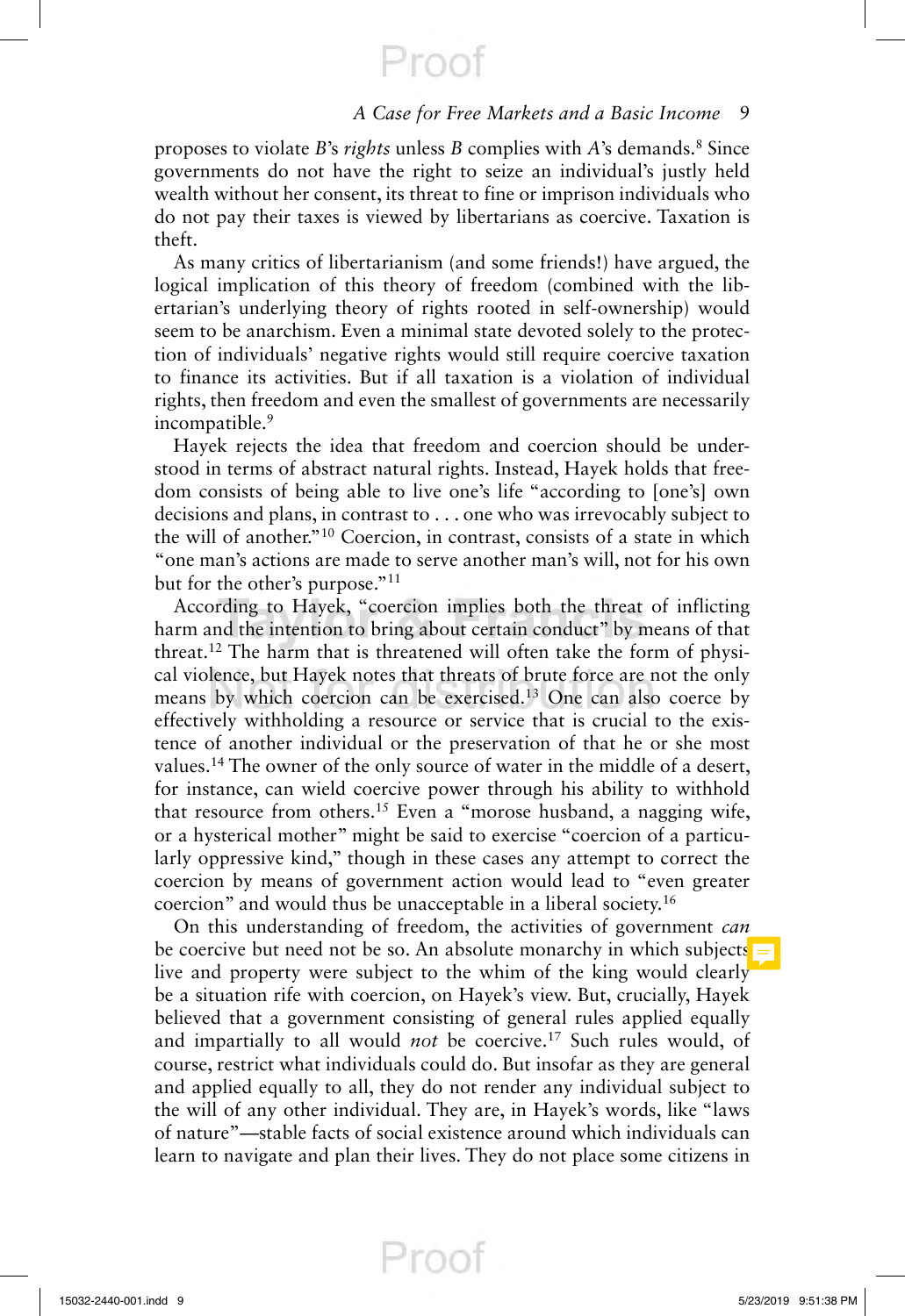proposes to violate *B*'s *rights* unless *B* complies with *A*'s demands.[8] Since governments do not have the right to seize an individual's justly held wealth without her consent, its threat to fine or imprison individuals who do not pay their taxes is viewed by libertarians as coercive. Taxation is theft.

As many critics of libertarianism (and some friends!) have argued, the logical implication of this theory of freedom (combined with the libertarian's underlying theory of rights rooted in self-ownership) would seem to be anarchism. Even a minimal state devoted solely to the protection of individuals' negative rights would still require coercive taxation to finance its activities. But if all taxation is a violation of individual rights, then freedom and even the smallest of governments are necessarily incompatible.[9]

Hayek rejects the idea that freedom and coercion should be understood in terms of abstract natural rights. Instead, Hayek holds that freedom consists of being able to live one's life "according to [one's] own decisions and plans, in contrast to . . . one who was irrevocably subject to the will of another."[10] Coercion, in contrast, consists of a state in which "one man's actions are made to serve another man's will, not for his own but for the other's purpose."[11]

According to Hayek, "coercion implies both the threat of inflicting harm and the intention to bring about certain conduct" by means of that threat.[12] The harm that is threatened will often take the form of physical violence, but Hayek notes that threats of brute force are not the only means by which coercion can be exercised.[13] One can also coerce by effectively withholding a resource or service that is crucial to the existence of another individual or the preservation of that he or she most values.[14] The owner of the only source of water in the middle of a desert, for instance, can wield coercive power through his ability to withhold that resource from others.[15] Even a "morose husband, a nagging wife, or a hysterical mother" might be said to exercise "coercion of a particularly oppressive kind," though in these cases any attempt to correct the coercion by means of government action would lead to "even greater coercion" and would thus be unacceptable in a liberal society.[16]

On this understanding of freedom, the activities of government *can* be coercive but need not be so. An absolute monarchy in which subjects live and property were subject to the whim of the king would clearly be a situation rife with coercion, on Hayek's view. But, crucially, Hayek believed that a government consisting of general rules applied equally and impartially to all would *not* be coercive.[17] Such rules would, of course, restrict what individuals could do. But insofar as they are general and applied equally to all, they do not render any individual subject to the will of any other individual. They are, in Hayek's words, like "laws of nature"—stable facts of social existence around which individuals can learn to navigate and plan their lives. They do not place some citizens in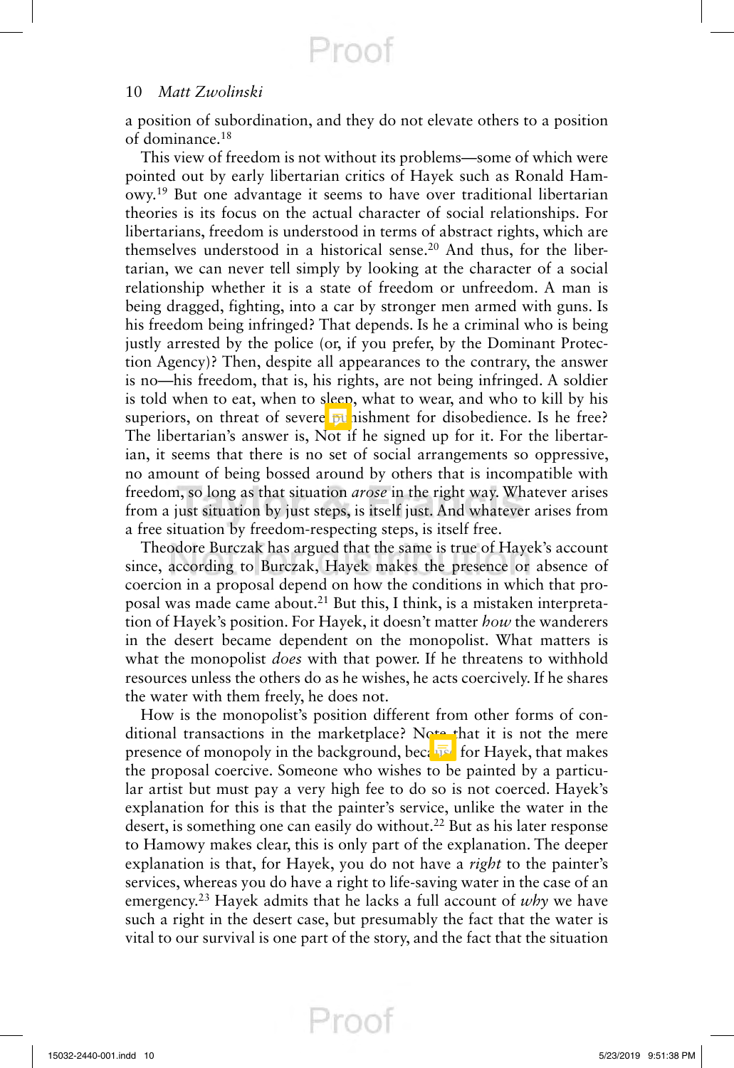a position of subordination, and they do not elevate others to a position of dominance.[18]

This view of freedom is not without its problems—some of which were pointed out by early libertarian critics of Hayek such as Ronald Hamowy.[19] But one advantage it seems to have over traditional libertarian theories is its focus on the actual character of social relationships. For libertarians, freedom is understood in terms of abstract rights, which are themselves understood in a historical sense.[20] And thus, for the libertarian, we can never tell simply by looking at the character of a social relationship whether it is a state of freedom or unfreedom. A man is being dragged, fighting, into a car by stronger men armed with guns. Is his freedom being infringed? That depends. Is he a criminal who is being justly arrested by the police (or, if you prefer, by the Dominant Protection Agency)? Then, despite all appearances to the contrary, the answer is no—his freedom, that is, his rights, are not being infringed. A soldier is told when to eat, when to sleep, what to wear, and who to kill by his superiors, on threat of severe punishment for disobedience. Is he free? The libertarian's answer is, Not if he signed up for it. For the libertarian, it seems that there is no set of social arrangements so oppressive, no amount of being bossed around by others that is incompatible with freedom, so long as that situation *arose* in the right way. Whatever arises from a just situation by just steps, is itself just. And whatever arises from a free situation by freedom-respecting steps, is itself free.

Theodore Burczak has argued that the same is true of Hayek's account since, according to Burczak, Hayek makes the presence or absence of coercion in a proposal depend on how the conditions in which that proposal was made came about.[21] But this, I think, is a mistaken interpretation of Hayek's position. For Hayek, it doesn't matter *how* the wanderers in the desert became dependent on the monopolist. What matters is what the monopolist *does* with that power. If he threatens to withhold resources unless the others do as he wishes, he acts coercively. If he shares the water with them freely, he does not.

How is the monopolist's position different from other forms of conditional transactions in the marketplace? Note that it is not the mere presence of monopoly in the background, because for Hayek, that makes the proposal coercive. Someone who wishes to be painted by a particular artist but must pay a very high fee to do so is not coerced. Hayek's explanation for this is that the painter's service, unlike the water in the desert, is something one can easily do without.[22] But as his later response to Hamowy makes clear, this is only part of the explanation. The deeper explanation is that, for Hayek, you do not have a *right* to the painter's services, whereas you do have a right to life-saving water in the case of an emergency.[23] Hayek admits that he lacks a full account of *why* we have such a right in the desert case, but presumably the fact that the water is vital to our survival is one part of the story, and the fact that the situation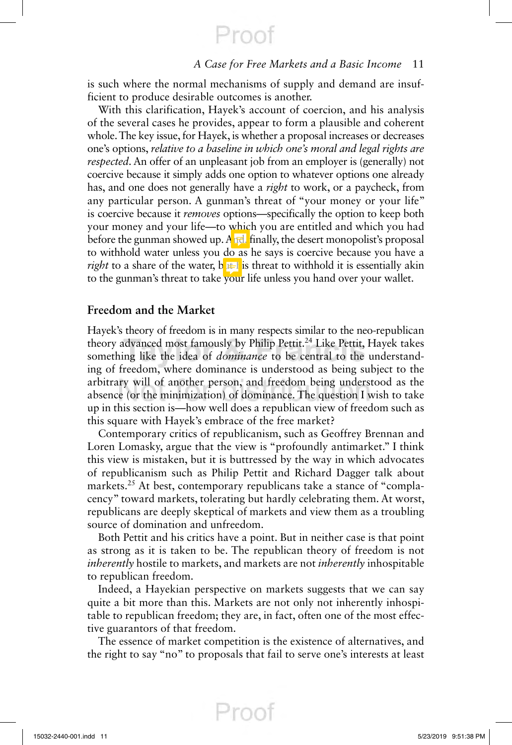is such where the normal mechanisms of supply and demand are insufficient to produce desirable outcomes is another.

With this clarification, Hayek's account of coercion, and his analysis of the several cases he provides, appear to form a plausible and coherent whole. The key issue, for Hayek, is whether a proposal increases or decreases one's options, *relative to a baseline in which one's moral and legal rights are respected*. An offer of an unpleasant job from an employer is (generally) not coercive because it simply adds one option to whatever options one already has, and one does not generally have a *right* to work, or a paycheck, from any particular person. A gunman's threat of "your money or your life" is coercive because it *removes* options—specifically the option to keep both your money and your life—to which you are entitled and which you had before the gunman showed up. And finally, the desert monopolist's proposal to withhold water unless you do as he says is coercive because you have a *right* to a share of the water, but his threat to withhold it is essentially akin to the gunman's threat to take your life unless you hand over your wallet.

## Freedom and the Market

Hayek's theory of freedom is in many respects similar to the neo-republican theory advanced most famously by Philip Pettit.[24] Like Pettit, Hayek takes something like the idea of *dominance* to be central to the understanding of freedom, where dominance is understood as being subject to the arbitrary will of another person, and freedom being understood as the absence (or the minimization) of dominance. The question I wish to take up in this section is—how well does a republican view of freedom such as this square with Hayek's embrace of the free market?

Contemporary critics of republicanism, such as Geoffrey Brennan and Loren Lomasky, argue that the view is "profoundly antimarket." I think this view is mistaken, but it is buttressed by the way in which advocates of republicanism such as Philip Pettit and Richard Dagger talk about markets.[25] At best, contemporary republicans take a stance of "complacency" toward markets, tolerating but hardly celebrating them. At worst, republicans are deeply skeptical of markets and view them as a troubling source of domination and unfreedom.

Both Pettit and his critics have a point. But in neither case is that point as strong as it is taken to be. The republican theory of freedom is not *inherently* hostile to markets, and markets are not *inherently* inhospitable to republican freedom.

Indeed, a Hayekian perspective on markets suggests that we can say quite a bit more than this. Markets are not only not inherently inhospitable to republican freedom; they are, in fact, often one of the most effective guarantors of that freedom.

The essence of market competition is the existence of alternatives, and the right to say "no" to proposals that fail to serve one's interests at least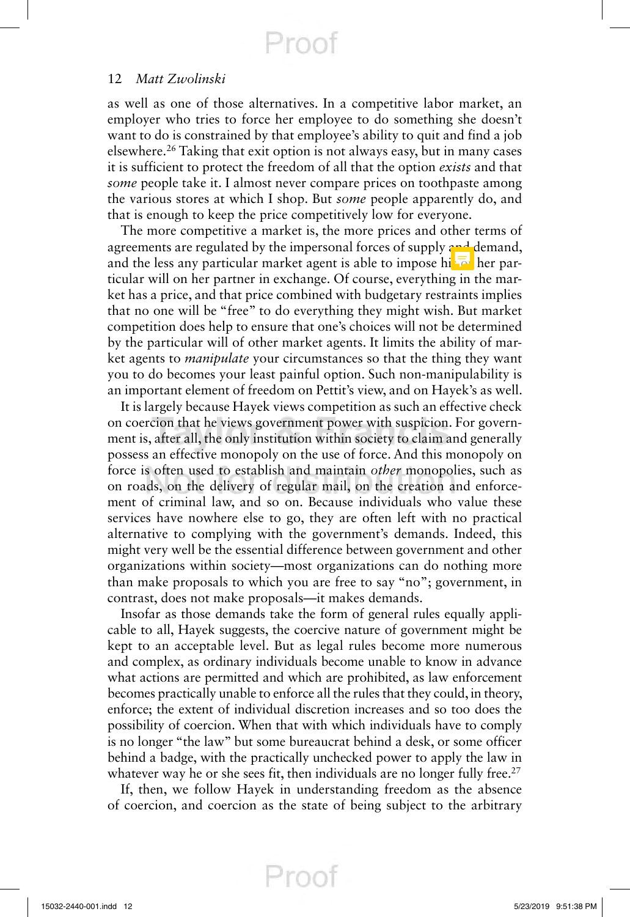as well as one of those alternatives. In a competitive labor market, an employer who tries to force her employee to do something she doesn't want to do is constrained by that employee's ability to quit and find a job elsewhere.[26] Taking that exit option is not always easy, but in many cases it is sufficient to protect the freedom of all that the option *exists* and that *some* people take it. I almost never compare prices on toothpaste among the various stores at which I shop. But *some* people apparently do, and that is enough to keep the price competitively low for everyone.

The more competitive a market is, the more prices and other terms of agreements are regulated by the impersonal forces of supply and demand, and the less any particular market agent is able to impose his or her particular will on her partner in exchange. Of course, everything in the market has a price, and that price combined with budgetary restraints implies that no one will be "free" to do everything they might wish. But market competition does help to ensure that one's choices will not be determined by the particular will of other market agents. It limits the ability of market agents to *manipulate* your circumstances so that the thing they want you to do becomes your least painful option. Such non-manipulability is an important element of freedom on Pettit's view, and on Hayek's as well.

It is largely because Hayek views competition as such an effective check on coercion that he views government power with suspicion. For government is, after all, the only institution within society to claim and generally possess an effective monopoly on the use of force. And this monopoly on force is often used to establish and maintain *other* monopolies, such as on roads, on the delivery of regular mail, on the creation and enforcement of criminal law, and so on. Because individuals who value these services have nowhere else to go, they are often left with no practical alternative to complying with the government's demands. Indeed, this might very well be the essential difference between government and other organizations within society—most organizations can do nothing more than make proposals to which you are free to say "no"; government, in contrast, does not make proposals—it makes demands.

Insofar as those demands take the form of general rules equally applicable to all, Hayek suggests, the coercive nature of government might be kept to an acceptable level. But as legal rules become more numerous and complex, as ordinary individuals become unable to know in advance what actions are permitted and which are prohibited, as law enforcement becomes practically unable to enforce all the rules that they could, in theory, enforce; the extent of individual discretion increases and so too does the possibility of coercion. When that with which individuals have to comply is no longer "the law" but some bureaucrat behind a desk, or some officer behind a badge, with the practically unchecked power to apply the law in whatever way he or she sees fit, then individuals are no longer fully free.[27]

If, then, we follow Hayek in understanding freedom as the absence of coercion, and coercion as the state of being subject to the arbitrary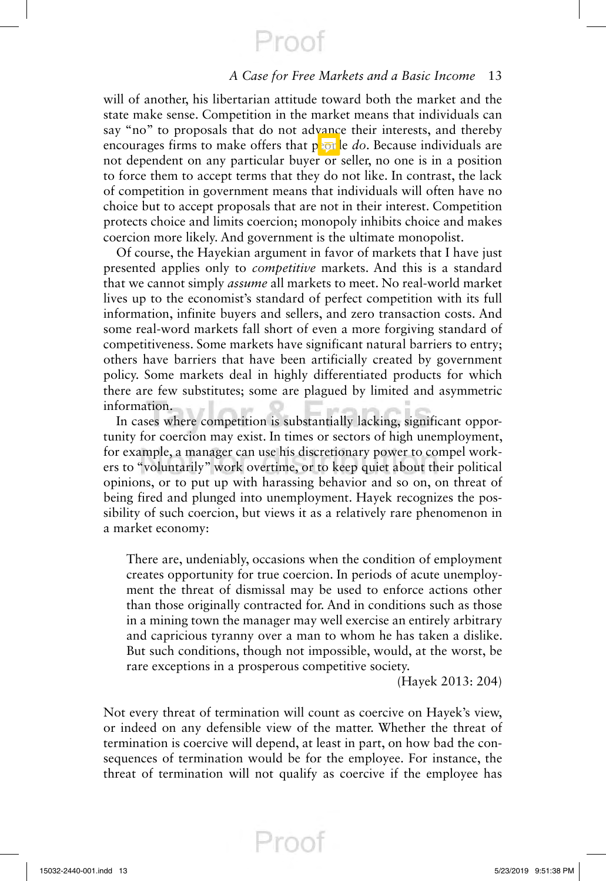will of another, his libertarian attitude toward both the market and the state make sense. Competition in the market means that individuals can say "no" to proposals that do not advance their interests, and thereby encourages firms to make offers that people *do*. Because individuals are not dependent on any particular buyer or seller, no one is in a position to force them to accept terms that they do not like. In contrast, the lack of competition in government means that individuals will often have no choice but to accept proposals that are not in their interest. Competition protects choice and limits coercion; monopoly inhibits choice and makes coercion more likely. And government is the ultimate monopolist.

Of course, the Hayekian argument in favor of markets that I have just presented applies only to *competitive* markets. And this is a standard that we cannot simply *assume* all markets to meet. No real-world market lives up to the economist's standard of perfect competition with its full information, infinite buyers and sellers, and zero transaction costs. And some real-word markets fall short of even a more forgiving standard of competitiveness. Some markets have significant natural barriers to entry; others have barriers that have been artificially created by government policy. Some markets deal in highly differentiated products for which there are few substitutes; some are plagued by limited and asymmetric information.

In cases where competition is substantially lacking, significant opportunity for coercion may exist. In times or sectors of high unemployment, for example, a manager can use his discretionary power to compel workers to "voluntarily" work overtime, or to keep quiet about their political opinions, or to put up with harassing behavior and so on, on threat of being fired and plunged into unemployment. Hayek recognizes the possibility of such coercion, but views it as a relatively rare phenomenon in a market economy:

> There are, undeniably, occasions when the condition of employment creates opportunity for true coercion. In periods of acute unemployment the threat of dismissal may be used to enforce actions other than those originally contracted for. And in conditions such as those in a mining town the manager may well exercise an entirely arbitrary and capricious tyranny over a man to whom he has taken a dislike. But such conditions, though not impossible, would, at the worst, be rare exceptions in a prosperous competitive society.
>
> (Hayek 2013: 204)

Not every threat of termination will count as coercive on Hayek's view, or indeed on any defensible view of the matter. Whether the threat of termination is coercive will depend, at least in part, on how bad the consequences of termination would be for the employee. For instance, the threat of termination will not qualify as coercive if the employee has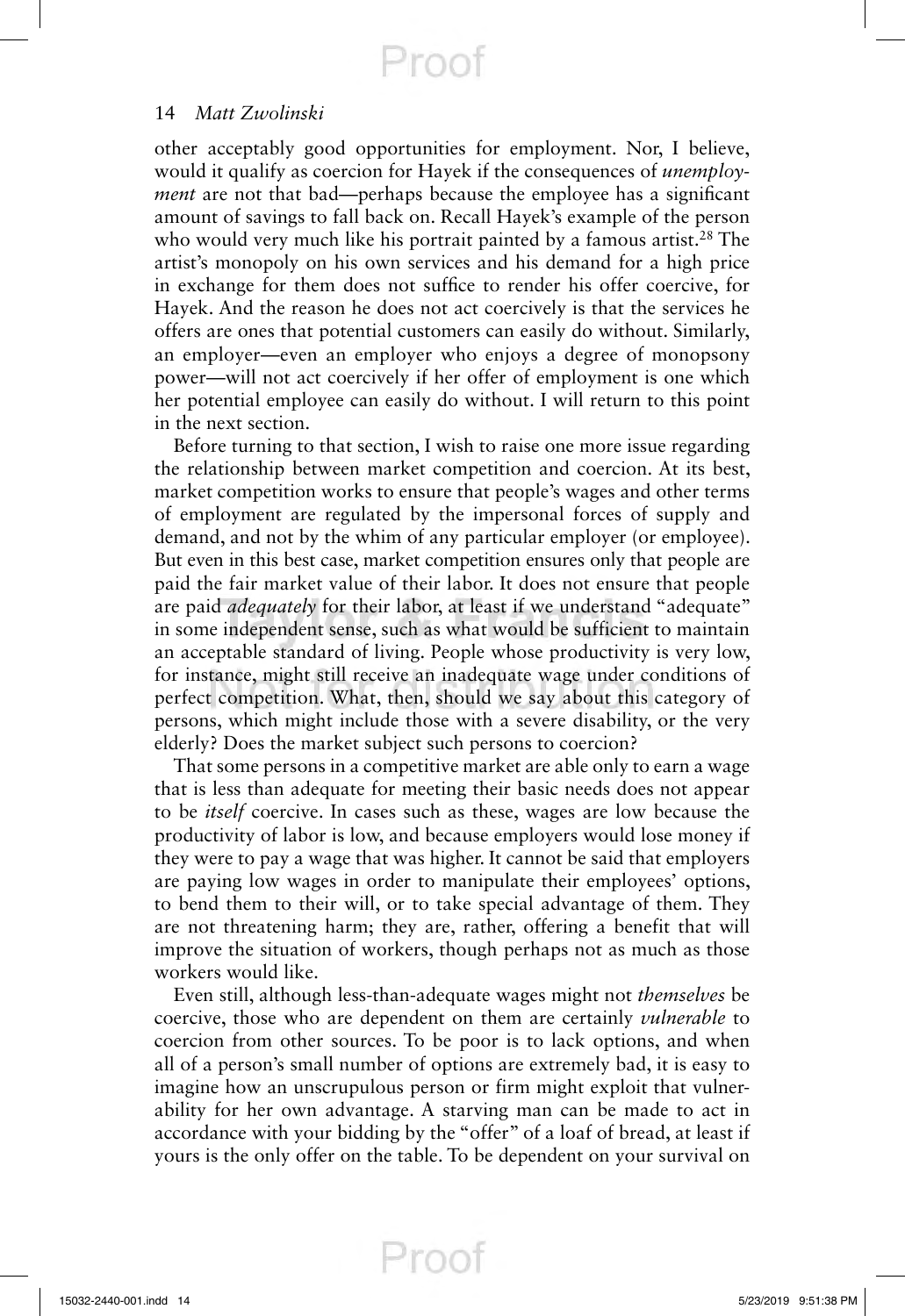other acceptably good opportunities for employment. Nor, I believe, would it qualify as coercion for Hayek if the consequences of *unemployment* are not that bad—perhaps because the employee has a significant amount of savings to fall back on. Recall Hayek's example of the person who would very much like his portrait painted by a famous artist.[28] The artist's monopoly on his own services and his demand for a high price in exchange for them does not suffice to render his offer coercive, for Hayek. And the reason he does not act coercively is that the services he offers are ones that potential customers can easily do without. Similarly, an employer—even an employer who enjoys a degree of monopsony power—will not act coercively if her offer of employment is one which her potential employee can easily do without. I will return to this point in the next section.

Before turning to that section, I wish to raise one more issue regarding the relationship between market competition and coercion. At its best, market competition works to ensure that people's wages and other terms of employment are regulated by the impersonal forces of supply and demand, and not by the whim of any particular employer (or employee). But even in this best case, market competition ensures only that people are paid the fair market value of their labor. It does not ensure that people are paid *adequately* for their labor, at least if we understand "adequate" in some independent sense, such as what would be sufficient to maintain an acceptable standard of living. People whose productivity is very low, for instance, might still receive an inadequate wage under conditions of perfect competition. What, then, should we say about this category of persons, which might include those with a severe disability, or the very elderly? Does the market subject such persons to coercion?

That some persons in a competitive market are able only to earn a wage that is less than adequate for meeting their basic needs does not appear to be *itself* coercive. In cases such as these, wages are low because the productivity of labor is low, and because employers would lose money if they were to pay a wage that was higher. It cannot be said that employers are paying low wages in order to manipulate their employees' options, to bend them to their will, or to take special advantage of them. They are not threatening harm; they are, rather, offering a benefit that will improve the situation of workers, though perhaps not as much as those workers would like.

Even still, although less-than-adequate wages might not *themselves* be coercive, those who are dependent on them are certainly *vulnerable* to coercion from other sources. To be poor is to lack options, and when all of a person's small number of options are extremely bad, it is easy to imagine how an unscrupulous person or firm might exploit that vulnerability for her own advantage. A starving man can be made to act in accordance with your bidding by the "offer" of a loaf of bread, at least if yours is the only offer on the table. To be dependent on your survival on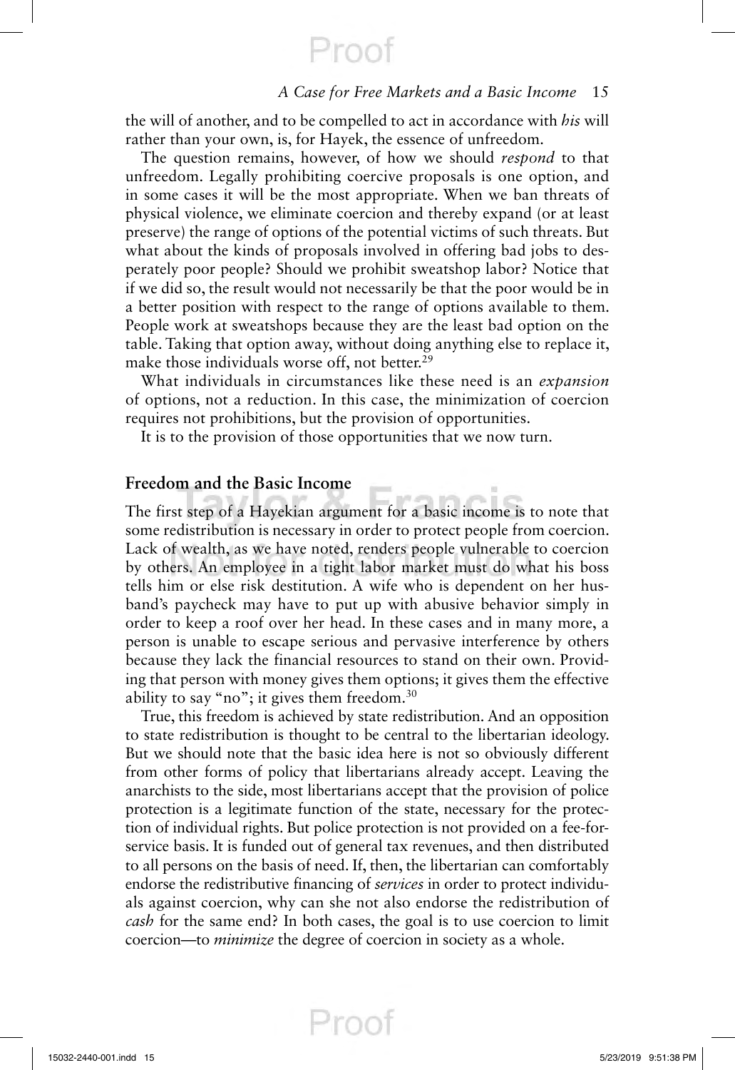the will of another, and to be compelled to act in accordance with *his* will rather than your own, is, for Hayek, the essence of unfreedom.

The question remains, however, of how we should *respond* to that unfreedom. Legally prohibiting coercive proposals is one option, and in some cases it will be the most appropriate. When we ban threats of physical violence, we eliminate coercion and thereby expand (or at least preserve) the range of options of the potential victims of such threats. But what about the kinds of proposals involved in offering bad jobs to desperately poor people? Should we prohibit sweatshop labor? Notice that if we did so, the result would not necessarily be that the poor would be in a better position with respect to the range of options available to them. People work at sweatshops because they are the least bad option on the table. Taking that option away, without doing anything else to replace it, make those individuals worse off, not better.[29]

What individuals in circumstances like these need is an *expansion* of options, not a reduction. In this case, the minimization of coercion requires not prohibitions, but the provision of opportunities.

It is to the provision of those opportunities that we now turn.

## Freedom and the Basic Income

The first step of a Hayekian argument for a basic income is to note that some redistribution is necessary in order to protect people from coercion. Lack of wealth, as we have noted, renders people vulnerable to coercion by others. An employee in a tight labor market must do what his boss tells him or else risk destitution. A wife who is dependent on her husband's paycheck may have to put up with abusive behavior simply in order to keep a roof over her head. In these cases and in many more, a person is unable to escape serious and pervasive interference by others because they lack the financial resources to stand on their own. Providing that person with money gives them options; it gives them the effective ability to say "no"; it gives them freedom.[30]

True, this freedom is achieved by state redistribution. And an opposition to state redistribution is thought to be central to the libertarian ideology. But we should note that the basic idea here is not so obviously different from other forms of policy that libertarians already accept. Leaving the anarchists to the side, most libertarians accept that the provision of police protection is a legitimate function of the state, necessary for the protection of individual rights. But police protection is not provided on a fee-for-service basis. It is funded out of general tax revenues, and then distributed to all persons on the basis of need. If, then, the libertarian can comfortably endorse the redistributive financing of *services* in order to protect individuals against coercion, why can she not also endorse the redistribution of *cash* for the same end? In both cases, the goal is to use coercion to limit coercion—to *minimize* the degree of coercion in society as a whole.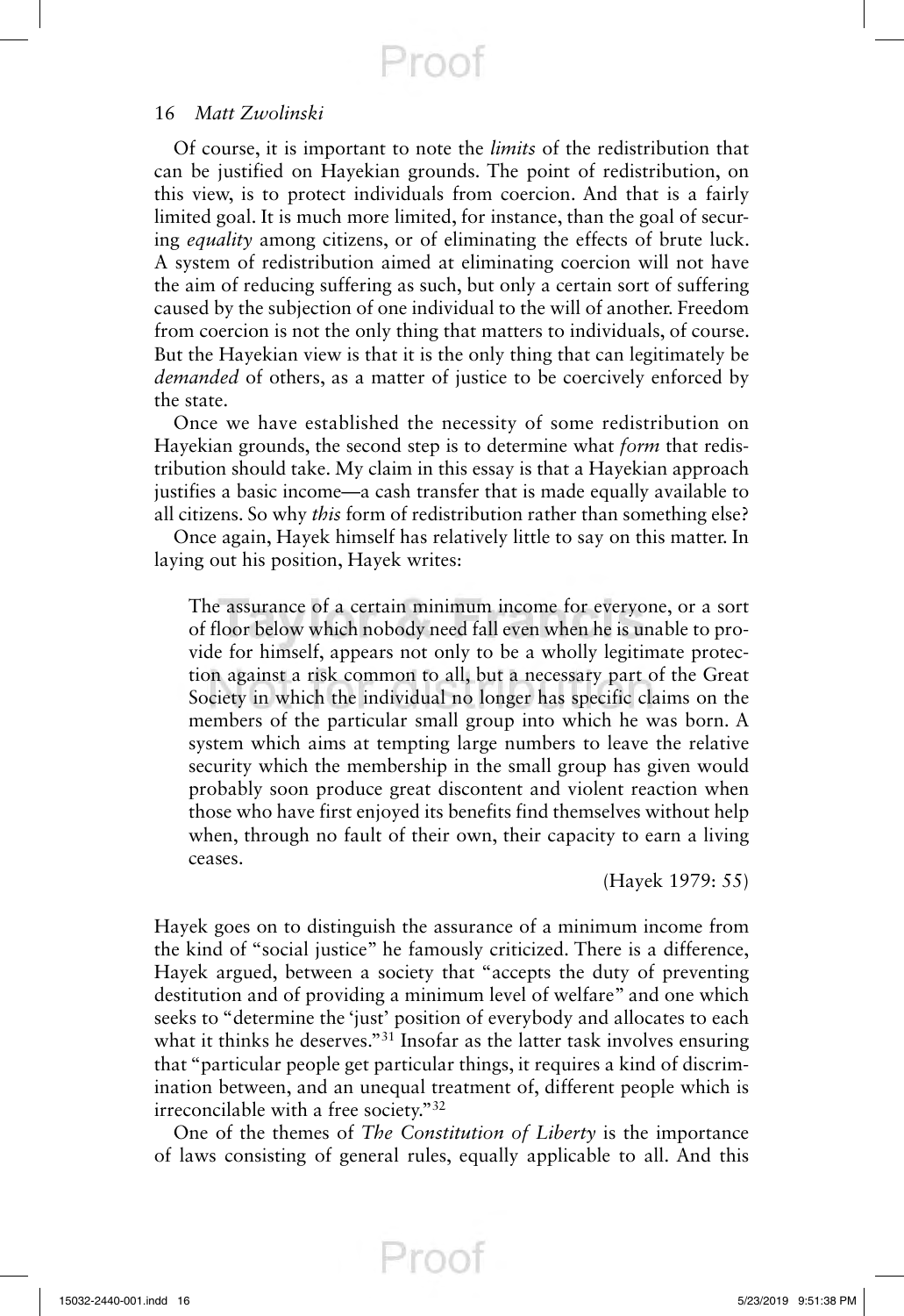Of course, it is important to note the *limits* of the redistribution that can be justified on Hayekian grounds. The point of redistribution, on this view, is to protect individuals from coercion. And that is a fairly limited goal. It is much more limited, for instance, than the goal of securing *equality* among citizens, or of eliminating the effects of brute luck. A system of redistribution aimed at eliminating coercion will not have the aim of reducing suffering as such, but only a certain sort of suffering caused by the subjection of one individual to the will of another. Freedom from coercion is not the only thing that matters to individuals, of course. But the Hayekian view is that it is the only thing that can legitimately be *demanded* of others, as a matter of justice to be coercively enforced by the state.

Once we have established the necessity of some redistribution on Hayekian grounds, the second step is to determine what *form* that redistribution should take. My claim in this essay is that a Hayekian approach justifies a basic income—a cash transfer that is made equally available to all citizens. So why *this* form of redistribution rather than something else?

Once again, Hayek himself has relatively little to say on this matter. In laying out his position, Hayek writes:

> The assurance of a certain minimum income for everyone, or a sort of floor below which nobody need fall even when he is unable to provide for himself, appears not only to be a wholly legitimate protection against a risk common to all, but a necessary part of the Great Society in which the individual no longer has specific claims on the members of the particular small group into which he was born. A system which aims at tempting large numbers to leave the relative security which the membership in the small group has given would probably soon produce great discontent and violent reaction when those who have first enjoyed its benefits find themselves without help when, through no fault of their own, their capacity to earn a living ceases.
>
> (Hayek 1979: 55)

Hayek goes on to distinguish the assurance of a minimum income from the kind of "social justice" he famously criticized. There is a difference, Hayek argued, between a society that "accepts the duty of preventing destitution and of providing a minimum level of welfare" and one which seeks to "determine the 'just' position of everybody and allocates to each what it thinks he deserves."[31] Insofar as the latter task involves ensuring that "particular people get particular things, it requires a kind of discrimination between, and an unequal treatment of, different people which is irreconcilable with a free society."[32]

One of the themes of *The Constitution of Liberty* is the importance of laws consisting of general rules, equally applicable to all. And this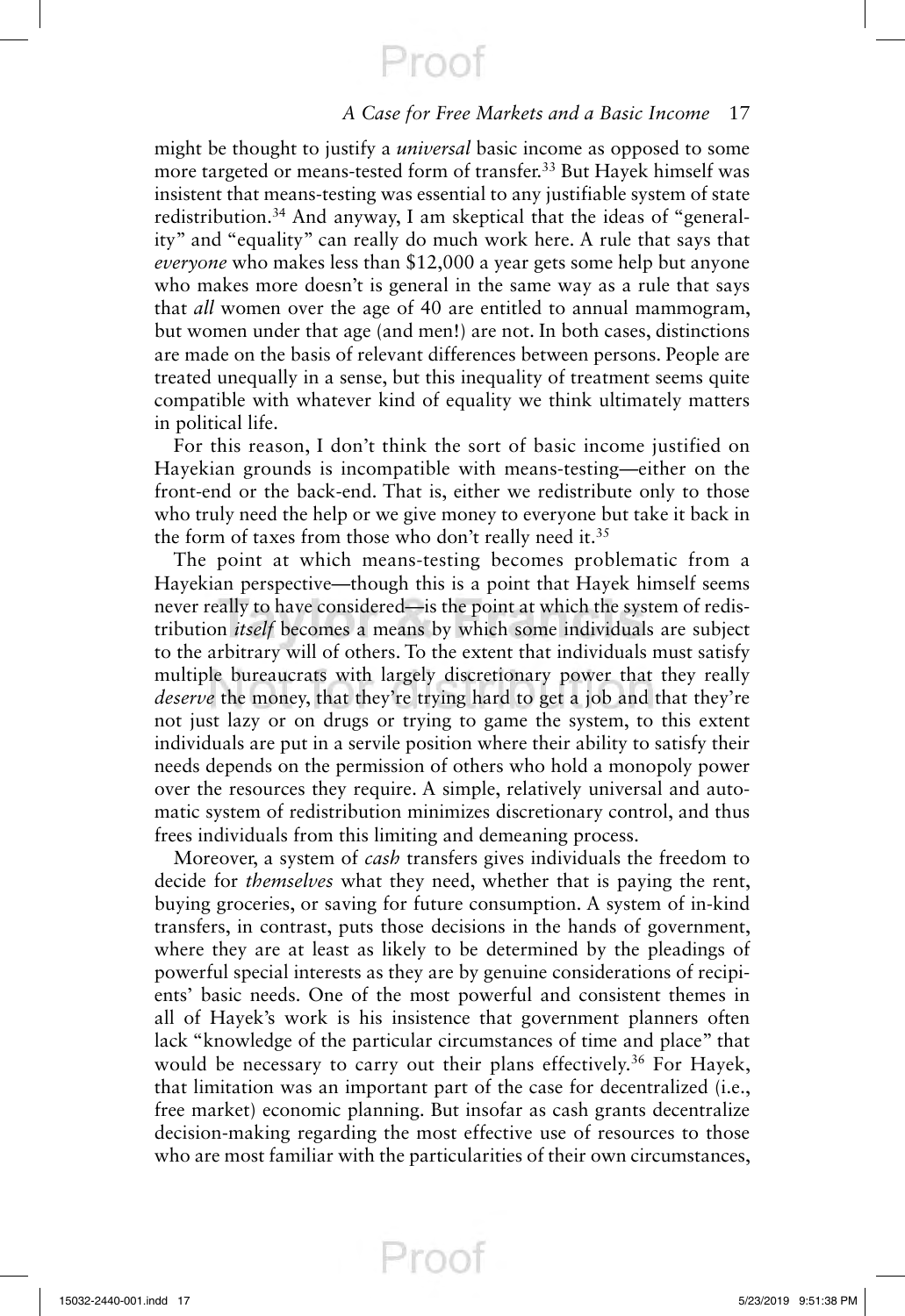might be thought to justify a *universal* basic income as opposed to some more targeted or means-tested form of transfer.[33] But Hayek himself was insistent that means-testing was essential to any justifiable system of state redistribution.[34] And anyway, I am skeptical that the ideas of "generality" and "equality" can really do much work here. A rule that says that *everyone* who makes less than $12,000 a year gets some help but anyone who makes more doesn't is general in the same way as a rule that says that *all* women over the age of 40 are entitled to annual mammogram, but women under that age (and men!) are not. In both cases, distinctions are made on the basis of relevant differences between persons. People are treated unequally in a sense, but this inequality of treatment seems quite compatible with whatever kind of equality we think ultimately matters in political life.

For this reason, I don't think the sort of basic income justified on Hayekian grounds is incompatible with means-testing—either on the front-end or the back-end. That is, either we redistribute only to those who truly need the help or we give money to everyone but take it back in the form of taxes from those who don't really need it.[35]

The point at which means-testing becomes problematic from a Hayekian perspective—though this is a point that Hayek himself seems never really to have considered—is the point at which the system of redistribution *itself* becomes a means by which some individuals are subject to the arbitrary will of others. To the extent that individuals must satisfy multiple bureaucrats with largely discretionary power that they really *deserve* the money, that they're trying hard to get a job and that they're not just lazy or on drugs or trying to game the system, to this extent individuals are put in a servile position where their ability to satisfy their needs depends on the permission of others who hold a monopoly power over the resources they require. A simple, relatively universal and automatic system of redistribution minimizes discretionary control, and thus frees individuals from this limiting and demeaning process.

Moreover, a system of *cash* transfers gives individuals the freedom to decide for *themselves* what they need, whether that is paying the rent, buying groceries, or saving for future consumption. A system of in-kind transfers, in contrast, puts those decisions in the hands of government, where they are at least as likely to be determined by the pleadings of powerful special interests as they are by genuine considerations of recipients' basic needs. One of the most powerful and consistent themes in all of Hayek's work is his insistence that government planners often lack "knowledge of the particular circumstances of time and place" that would be necessary to carry out their plans effectively.[36] For Hayek, that limitation was an important part of the case for decentralized (i.e., free market) economic planning. But insofar as cash grants decentralize decision-making regarding the most effective use of resources to those who are most familiar with the particularities of their own circumstances,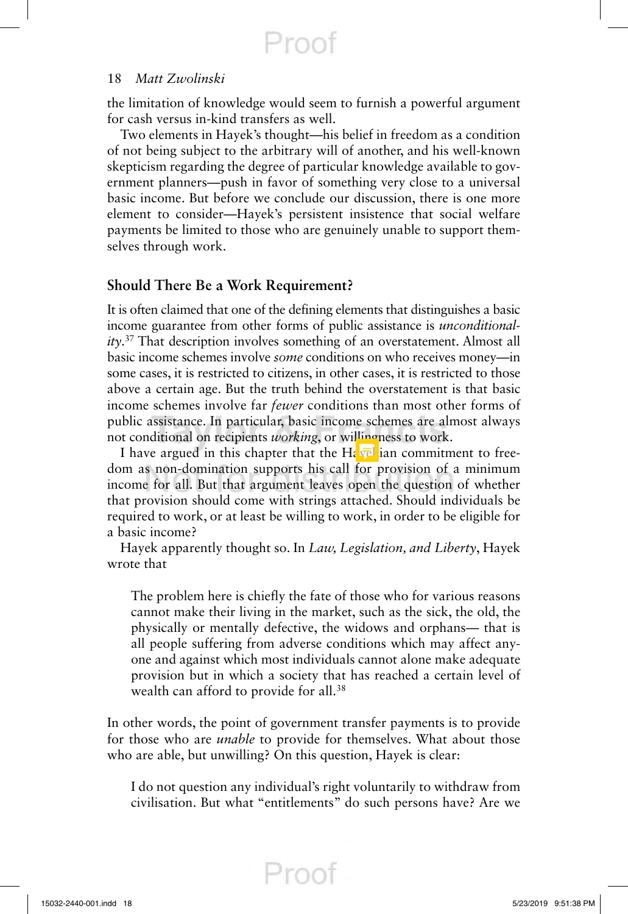the limitation of knowledge would seem to furnish a powerful argument for cash versus in-kind transfers as well.

Two elements in Hayek's thought—his belief in freedom as a condition of not being subject to the arbitrary will of another, and his well-known skepticism regarding the degree of particular knowledge available to government planners—push in favor of something very close to a universal basic income. But before we conclude our discussion, there is one more element to consider—Hayek's persistent insistence that social welfare payments be limited to those who are genuinely unable to support themselves through work.

## Should There Be a Work Requirement?

It is often claimed that one of the defining elements that distinguishes a basic income guarantee from other forms of public assistance is *unconditionality*.[37] That description involves something of an overstatement. Almost all basic income schemes involve *some* conditions on who receives money—in some cases, it is restricted to citizens, in other cases, it is restricted to those above a certain age. But the truth behind the overstatement is that basic income schemes involve far *fewer* conditions than most other forms of public assistance. In particular, basic income schemes are almost always not conditional on recipients *working*, or willingness to work.

I have argued in this chapter that the Hayekian commitment to freedom as non-domination supports his call for provision of a minimum income for all. But that argument leaves open the question of whether that provision should come with strings attached. Should individuals be required to work, or at least be willing to work, in order to be eligible for a basic income?

Hayek apparently thought so. In *Law, Legislation, and Liberty*, Hayek wrote that

> The problem here is chiefly the fate of those who for various reasons cannot make their living in the market, such as the sick, the old, the physically or mentally defective, the widows and orphans— that is all people suffering from adverse conditions which may affect anyone and against which most individuals cannot alone make adequate provision but in which a society that has reached a certain level of wealth can afford to provide for all.[38]

In other words, the point of government transfer payments is to provide for those who are *unable* to provide for themselves. What about those who are able, but unwilling? On this question, Hayek is clear:

> I do not question any individual's right voluntarily to withdraw from civilisation. But what "entitlements" do such persons have? Are we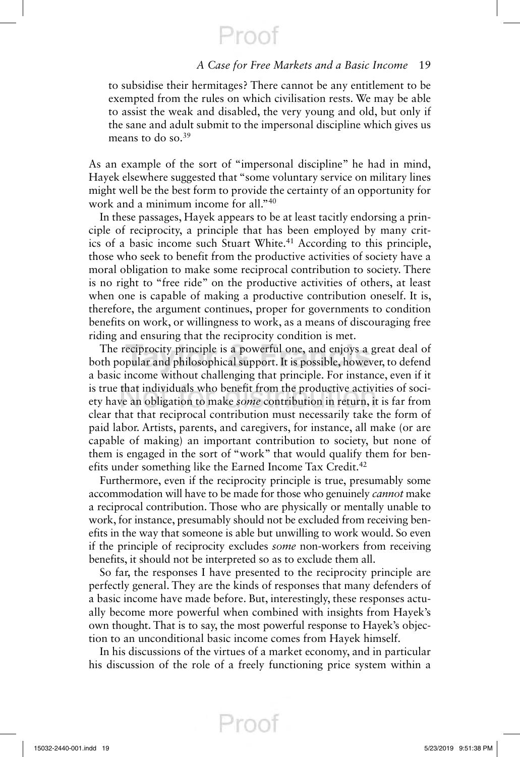to subsidise their hermitages? There cannot be any entitlement to be exempted from the rules on which civilisation rests. We may be able to assist the weak and disabled, the very young and old, but only if the sane and adult submit to the impersonal discipline which gives us means to do so.[39]

As an example of the sort of "impersonal discipline" he had in mind, Hayek elsewhere suggested that "some voluntary service on military lines might well be the best form to provide the certainty of an opportunity for work and a minimum income for all."[40]

In these passages, Hayek appears to be at least tacitly endorsing a principle of reciprocity, a principle that has been employed by many critics of a basic income such Stuart White.[41] According to this principle, those who seek to benefit from the productive activities of society have a moral obligation to make some reciprocal contribution to society. There is no right to "free ride" on the productive activities of others, at least when one is capable of making a productive contribution oneself. It is, therefore, the argument continues, proper for governments to condition benefits on work, or willingness to work, as a means of discouraging free riding and ensuring that the reciprocity condition is met.

The reciprocity principle is a powerful one, and enjoys a great deal of both popular and philosophical support. It is possible, however, to defend a basic income without challenging that principle. For instance, even if it is true that individuals who benefit from the productive activities of society have an obligation to make *some* contribution in return, it is far from clear that that reciprocal contribution must necessarily take the form of paid labor. Artists, parents, and caregivers, for instance, all make (or are capable of making) an important contribution to society, but none of them is engaged in the sort of "work" that would qualify them for benefits under something like the Earned Income Tax Credit.[42]

Furthermore, even if the reciprocity principle is true, presumably some accommodation will have to be made for those who genuinely *cannot* make a reciprocal contribution. Those who are physically or mentally unable to work, for instance, presumably should not be excluded from receiving benefits in the way that someone is able but unwilling to work would. So even if the principle of reciprocity excludes *some* non-workers from receiving benefits, it should not be interpreted so as to exclude them all.

So far, the responses I have presented to the reciprocity principle are perfectly general. They are the kinds of responses that many defenders of a basic income have made before. But, interestingly, these responses actually become more powerful when combined with insights from Hayek's own thought. That is to say, the most powerful response to Hayek's objection to an unconditional basic income comes from Hayek himself.

In his discussions of the virtues of a market economy, and in particular his discussion of the role of a freely functioning price system within a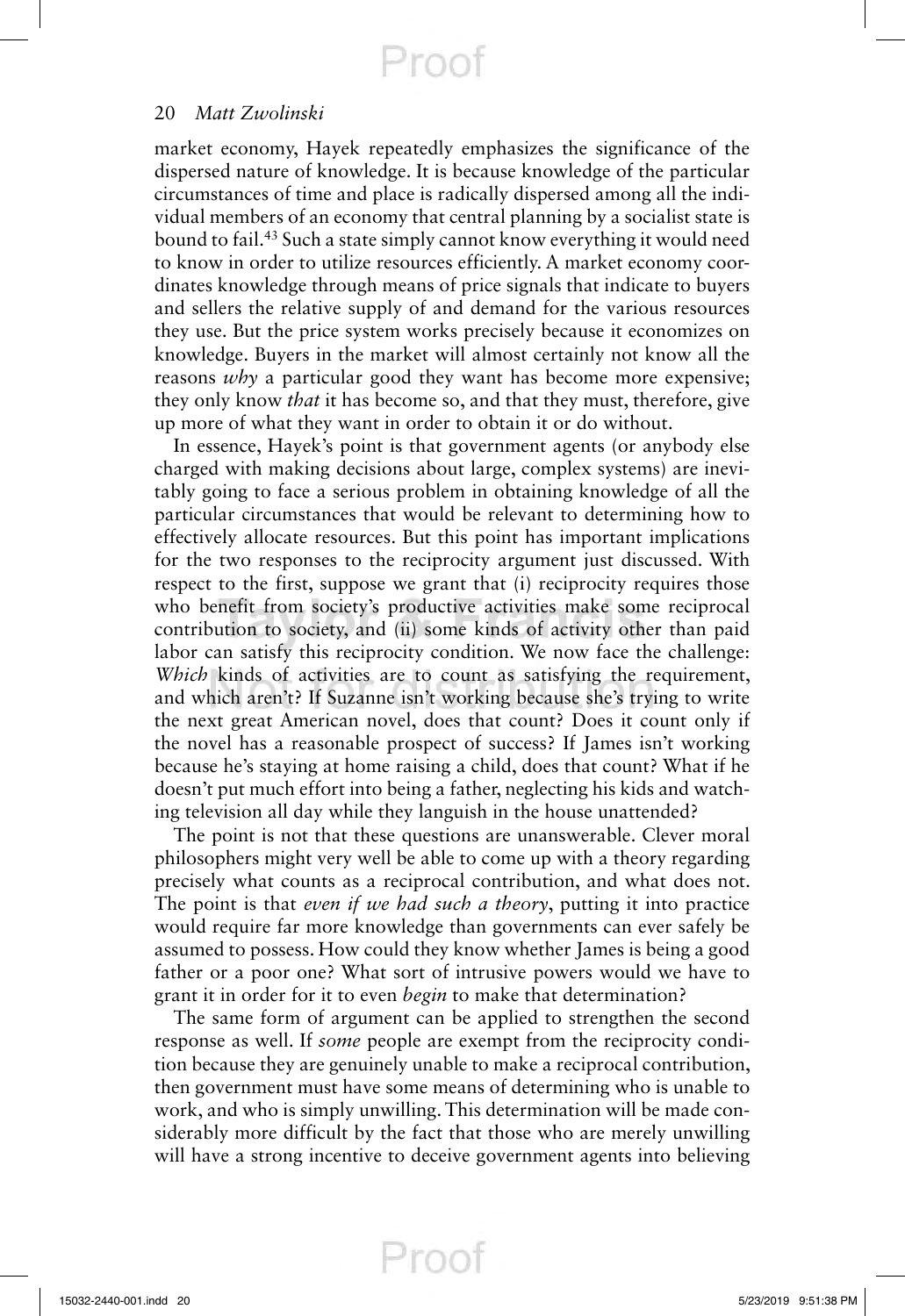market economy, Hayek repeatedly emphasizes the significance of the dispersed nature of knowledge. It is because knowledge of the particular circumstances of time and place is radically dispersed among all the individual members of an economy that central planning by a socialist state is bound to fail.[43] Such a state simply cannot know everything it would need to know in order to utilize resources efficiently. A market economy coordinates knowledge through means of price signals that indicate to buyers and sellers the relative supply of and demand for the various resources they use. But the price system works precisely because it economizes on knowledge. Buyers in the market will almost certainly not know all the reasons *why* a particular good they want has become more expensive; they only know *that* it has become so, and that they must, therefore, give up more of what they want in order to obtain it or do without.

In essence, Hayek's point is that government agents (or anybody else charged with making decisions about large, complex systems) are inevitably going to face a serious problem in obtaining knowledge of all the particular circumstances that would be relevant to determining how to effectively allocate resources. But this point has important implications for the two responses to the reciprocity argument just discussed. With respect to the first, suppose we grant that (i) reciprocity requires those who benefit from society's productive activities make some reciprocal contribution to society, and (ii) some kinds of activity other than paid labor can satisfy this reciprocity condition. We now face the challenge: *Which* kinds of activities are to count as satisfying the requirement, and which aren't? If Suzanne isn't working because she's trying to write the next great American novel, does that count? Does it count only if the novel has a reasonable prospect of success? If James isn't working because he's staying at home raising a child, does that count? What if he doesn't put much effort into being a father, neglecting his kids and watching television all day while they languish in the house unattended?

The point is not that these questions are unanswerable. Clever moral philosophers might very well be able to come up with a theory regarding precisely what counts as a reciprocal contribution, and what does not. The point is that *even if we had such a theory*, putting it into practice would require far more knowledge than governments can ever safely be assumed to possess. How could they know whether James is being a good father or a poor one? What sort of intrusive powers would we have to grant it in order for it to even *begin* to make that determination?

The same form of argument can be applied to strengthen the second response as well. If *some* people are exempt from the reciprocity condition because they are genuinely unable to make a reciprocal contribution, then government must have some means of determining who is unable to work, and who is simply unwilling. This determination will be made considerably more difficult by the fact that those who are merely unwilling will have a strong incentive to deceive government agents into believing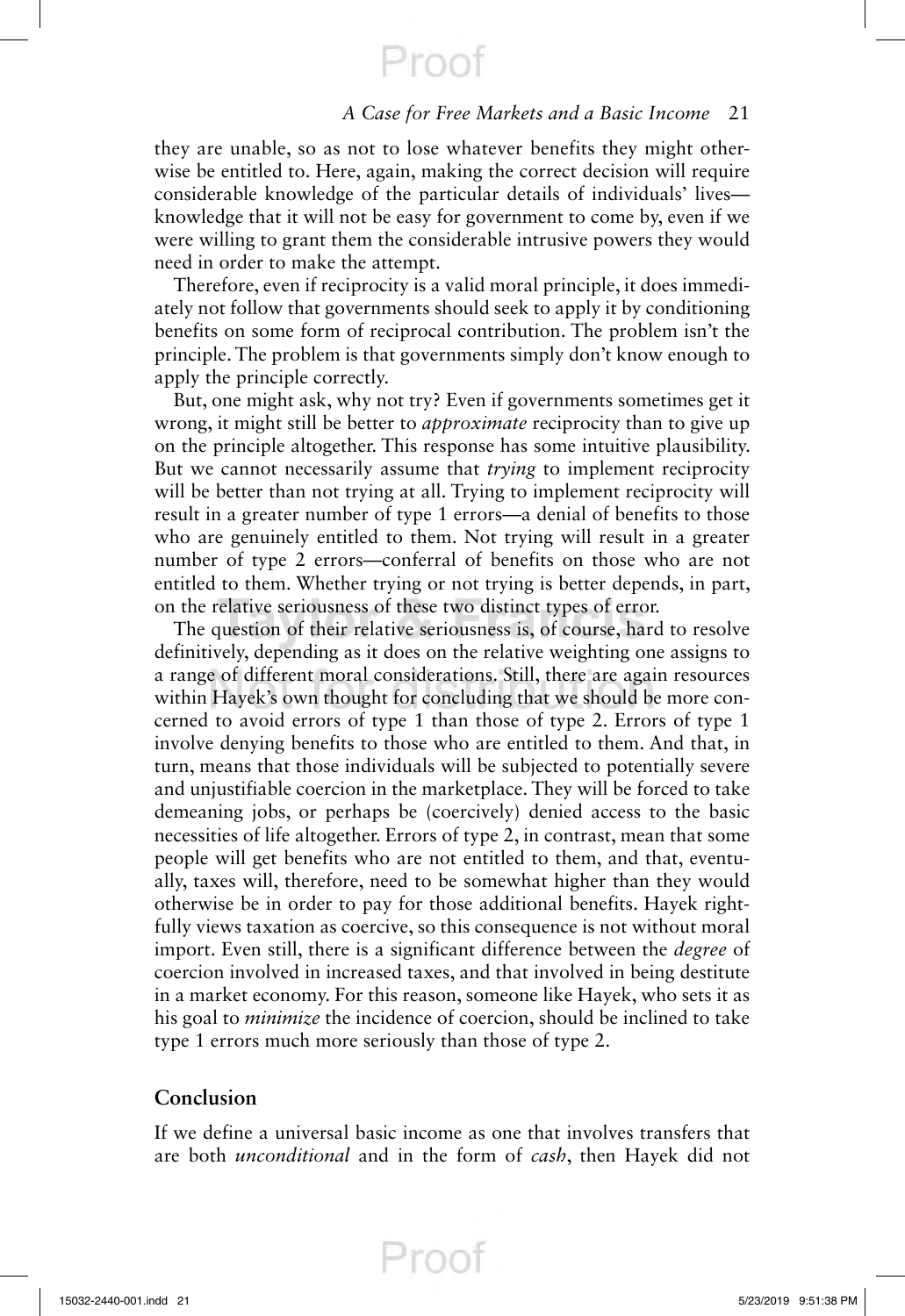they are unable, so as not to lose whatever benefits they might otherwise be entitled to. Here, again, making the correct decision will require considerable knowledge of the particular details of individuals' lives—knowledge that it will not be easy for government to come by, even if we were willing to grant them the considerable intrusive powers they would need in order to make the attempt.

Therefore, even if reciprocity is a valid moral principle, it does immediately not follow that governments should seek to apply it by conditioning benefits on some form of reciprocal contribution. The problem isn't the principle. The problem is that governments simply don't know enough to apply the principle correctly.

But, one might ask, why not try? Even if governments sometimes get it wrong, it might still be better to *approximate* reciprocity than to give up on the principle altogether. This response has some intuitive plausibility. But we cannot necessarily assume that *trying* to implement reciprocity will be better than not trying at all. Trying to implement reciprocity will result in a greater number of type 1 errors—a denial of benefits to those who are genuinely entitled to them. Not trying will result in a greater number of type 2 errors—conferral of benefits on those who are not entitled to them. Whether trying or not trying is better depends, in part, on the relative seriousness of these two distinct types of error.

The question of their relative seriousness is, of course, hard to resolve definitively, depending as it does on the relative weighting one assigns to a range of different moral considerations. Still, there are again resources within Hayek's own thought for concluding that we should be more concerned to avoid errors of type 1 than those of type 2. Errors of type 1 involve denying benefits to those who are entitled to them. And that, in turn, means that those individuals will be subjected to potentially severe and unjustifiable coercion in the marketplace. They will be forced to take demeaning jobs, or perhaps be (coercively) denied access to the basic necessities of life altogether. Errors of type 2, in contrast, mean that some people will get benefits who are not entitled to them, and that, eventually, taxes will, therefore, need to be somewhat higher than they would otherwise be in order to pay for those additional benefits. Hayek rightfully views taxation as coercive, so this consequence is not without moral import. Even still, there is a significant difference between the *degree* of coercion involved in increased taxes, and that involved in being destitute in a market economy. For this reason, someone like Hayek, who sets it as his goal to *minimize* the incidence of coercion, should be inclined to take type 1 errors much more seriously than those of type 2.

## Conclusion

If we define a universal basic income as one that involves transfers that are both *unconditional* and in the form of *cash*, then Hayek did not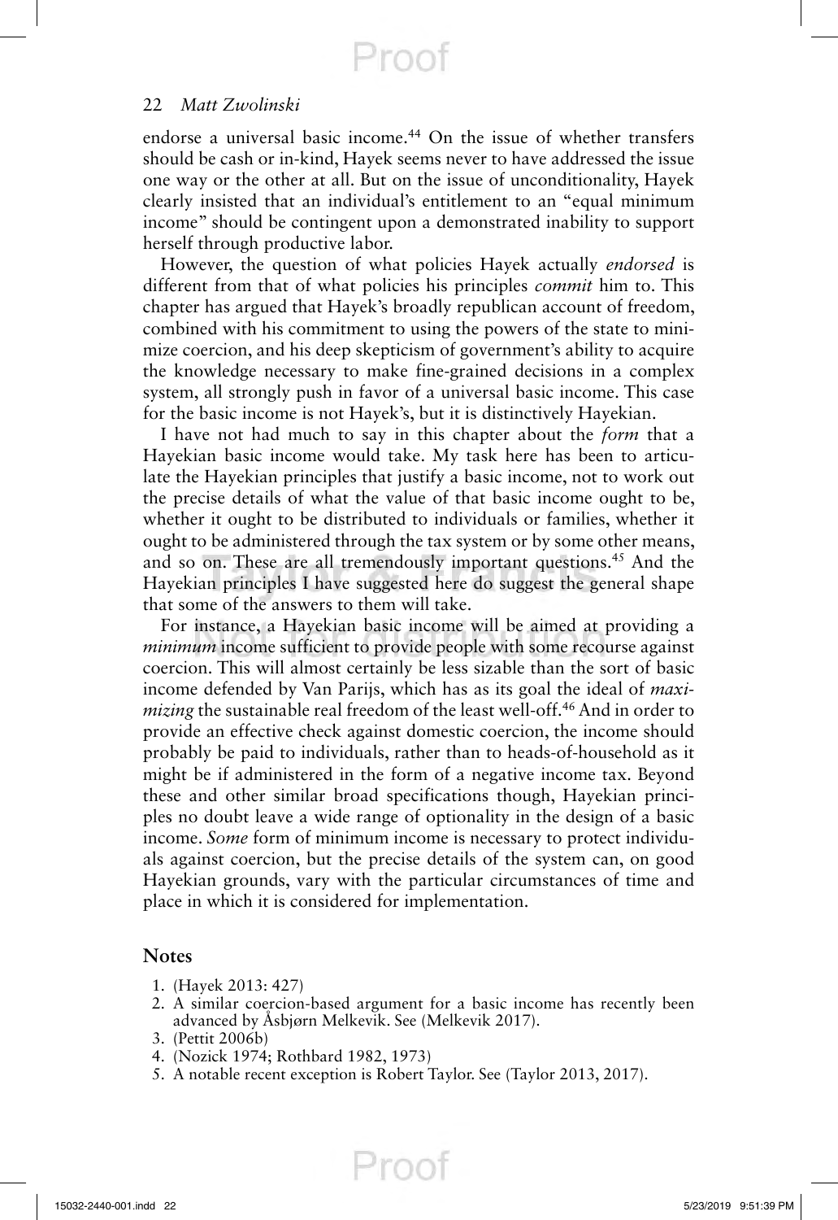endorse a universal basic income.[44] On the issue of whether transfers should be cash or in-kind, Hayek seems never to have addressed the issue one way or the other at all. But on the issue of unconditionality, Hayek clearly insisted that an individual's entitlement to an "equal minimum income" should be contingent upon a demonstrated inability to support herself through productive labor.

However, the question of what policies Hayek actually *endorsed* is different from that of what policies his principles *commit* him to. This chapter has argued that Hayek's broadly republican account of freedom, combined with his commitment to using the powers of the state to minimize coercion, and his deep skepticism of government's ability to acquire the knowledge necessary to make fine-grained decisions in a complex system, all strongly push in favor of a universal basic income. This case for the basic income is not Hayek's, but it is distinctively Hayekian.

I have not had much to say in this chapter about the *form* that a Hayekian basic income would take. My task here has been to articulate the Hayekian principles that justify a basic income, not to work out the precise details of what the value of that basic income ought to be, whether it ought to be distributed to individuals or families, whether it ought to be administered through the tax system or by some other means, and so on. These are all tremendously important questions.[45] And the Hayekian principles I have suggested here do suggest the general shape that some of the answers to them will take.

For instance, a Hayekian basic income will be aimed at providing a *minimum* income sufficient to provide people with some recourse against coercion. This will almost certainly be less sizable than the sort of basic income defended by Van Parijs, which has as its goal the ideal of *maximizing* the sustainable real freedom of the least well-off.[46] And in order to provide an effective check against domestic coercion, the income should probably be paid to individuals, rather than to heads-of-household as it might be if administered in the form of a negative income tax. Beyond these and other similar broad specifications though, Hayekian principles no doubt leave a wide range of optionality in the design of a basic income. *Some* form of minimum income is necessary to protect individuals against coercion, but the precise details of the system can, on good Hayekian grounds, vary with the particular circumstances of time and place in which it is considered for implementation.

## Notes

1. (Hayek 2013: 427)
2. A similar coercion-based argument for a basic income has recently been advanced by Åsbjørn Melkevik. See (Melkevik 2017).
3. (Pettit 2006b)
4. (Nozick 1974; Rothbard 1982, 1973)
5. A notable recent exception is Robert Taylor. See (Taylor 2013, 2017).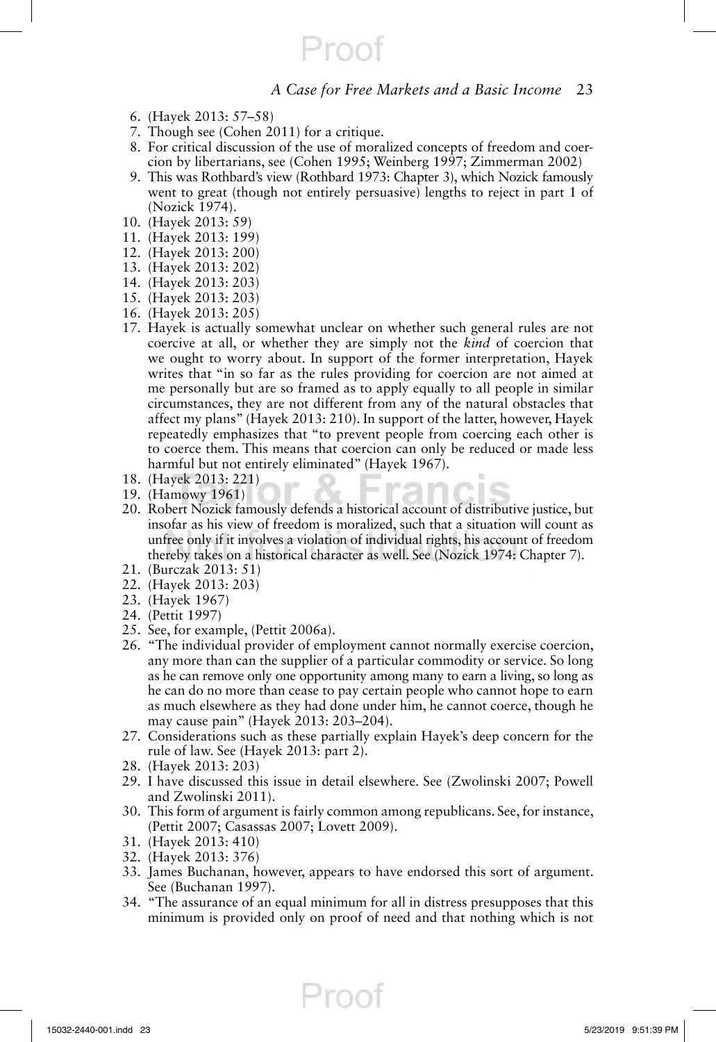6. (Hayek 2013: 57–58)
7. Though see (Cohen 2011) for a critique.
8. For critical discussion of the use of moralized concepts of freedom and coercion by libertarians, see (Cohen 1995; Weinberg 1997; Zimmerman 2002)
9. This was Rothbard's view (Rothbard 1973: Chapter 3), which Nozick famously went to great (though not entirely persuasive) lengths to reject in part 1 of (Nozick 1974).
10. (Hayek 2013: 59)
11. (Hayek 2013: 199)
12. (Hayek 2013: 200)
13. (Hayek 2013: 202)
14. (Hayek 2013: 203)
15. (Hayek 2013: 203)
16. (Hayek 2013: 205)
17. Hayek is actually somewhat unclear on whether such general rules are not coercive at all, or whether they are simply not the *kind* of coercion that we ought to worry about. In support of the former interpretation, Hayek writes that "in so far as the rules providing for coercion are not aimed at me personally but are so framed as to apply equally to all people in similar circumstances, they are not different from any of the natural obstacles that affect my plans" (Hayek 2013: 210). In support of the latter, however, Hayek repeatedly emphasizes that "to prevent people from coercing each other is to coerce them. This means that coercion can only be reduced or made less harmful but not entirely eliminated" (Hayek 1967).
18. (Hayek 2013: 221)
19. (Hamowy 1961)
20. Robert Nozick famously defends a historical account of distributive justice, but insofar as his view of freedom is moralized, such that a situation will count as unfree only if it involves a violation of individual rights, his account of freedom thereby takes on a historical character as well. See (Nozick 1974: Chapter 7).
21. (Burczak 2013: 51)
22. (Hayek 2013: 203)
23. (Hayek 1967)
24. (Pettit 1997)
25. See, for example, (Pettit 2006a).
26. "The individual provider of employment cannot normally exercise coercion, any more than can the supplier of a particular commodity or service. So long as he can remove only one opportunity among many to earn a living, so long as he can do no more than cease to pay certain people who cannot hope to earn as much elsewhere as they had done under him, he cannot coerce, though he may cause pain" (Hayek 2013: 203–204).
27. Considerations such as these partially explain Hayek's deep concern for the rule of law. See (Hayek 2013: part 2).
28. (Hayek 2013: 203)
29. I have discussed this issue in detail elsewhere. See (Zwolinski 2007; Powell and Zwolinski 2011).
30. This form of argument is fairly common among republicans. See, for instance, (Pettit 2007; Casassas 2007; Lovett 2009).
31. (Hayek 2013: 410)
32. (Hayek 2013: 376)
33. James Buchanan, however, appears to have endorsed this sort of argument. See (Buchanan 1997).
34. "The assurance of an equal minimum for all in distress presupposes that this minimum is provided only on proof of need and that nothing which is not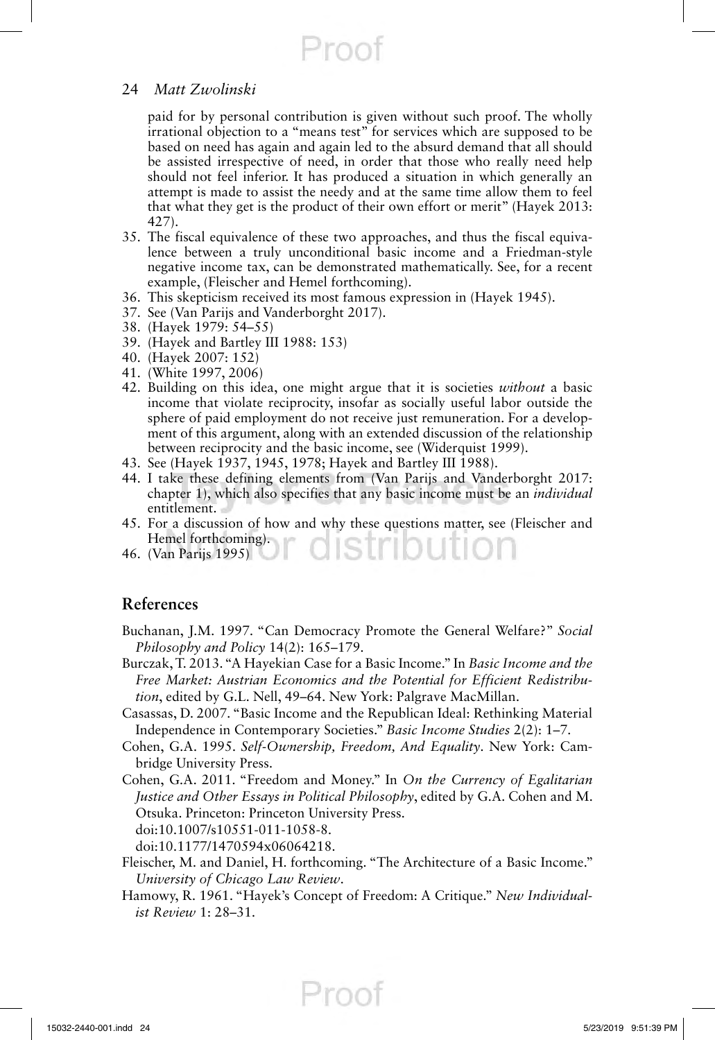paid for by personal contribution is given without such proof. The wholly irrational objection to a "means test" for services which are supposed to be based on need has again and again led to the absurd demand that all should be assisted irrespective of need, in order that those who really need help should not feel inferior. It has produced a situation in which generally an attempt is made to assist the needy and at the same time allow them to feel that what they get is the product of their own effort or merit" (Hayek 2013: 427).

35. The fiscal equivalence of these two approaches, and thus the fiscal equivalence between a truly unconditional basic income and a Friedman-style negative income tax, can be demonstrated mathematically. See, for a recent example, (Fleischer and Hemel forthcoming).
36. This skepticism received its most famous expression in (Hayek 1945).
37. See (Van Parijs and Vanderborght 2017).
38. (Hayek 1979: 54–55)
39. (Hayek and Bartley III 1988: 153)
40. (Hayek 2007: 152)
41. (White 1997, 2006)
42. Building on this idea, one might argue that it is societies *without* a basic income that violate reciprocity, insofar as socially useful labor outside the sphere of paid employment do not receive just remuneration. For a development of this argument, along with an extended discussion of the relationship between reciprocity and the basic income, see (Widerquist 1999).
43. See (Hayek 1937, 1945, 1978; Hayek and Bartley III 1988).
44. I take these defining elements from (Van Parijs and Vanderborght 2017: chapter 1), which also specifies that any basic income must be an *individual* entitlement.
45. For a discussion of how and why these questions matter, see (Fleischer and Hemel forthcoming).
46. (Van Parijs 1995)

## References

Buchanan, J.M. 1997. "Can Democracy Promote the General Welfare?" *Social Philosophy and Policy* 14(2): 165–179.

Burczak, T. 2013. "A Hayekian Case for a Basic Income." In *Basic Income and the Free Market: Austrian Economics and the Potential for Efficient Redistribution*, edited by G.L. Nell, 49–64. New York: Palgrave MacMillan.

Casassas, D. 2007. "Basic Income and the Republican Ideal: Rethinking Material Independence in Contemporary Societies." *Basic Income Studies* 2(2): 1–7.

Cohen, G.A. 1995. *Self-Ownership, Freedom, And Equality*. New York: Cambridge University Press.

Cohen, G.A. 2011. "Freedom and Money." In *On the Currency of Egalitarian Justice and Other Essays in Political Philosophy*, edited by G.A. Cohen and M. Otsuka. Princeton: Princeton University Press.
doi:10.1007/s10551-011-1058-8.
doi:10.1177/1470594x06064218.

Fleischer, M. and Daniel, H. forthcoming. "The Architecture of a Basic Income." *University of Chicago Law Review*.

Hamowy, R. 1961. "Hayek's Concept of Freedom: A Critique." *New Individualist Review* 1: 28–31.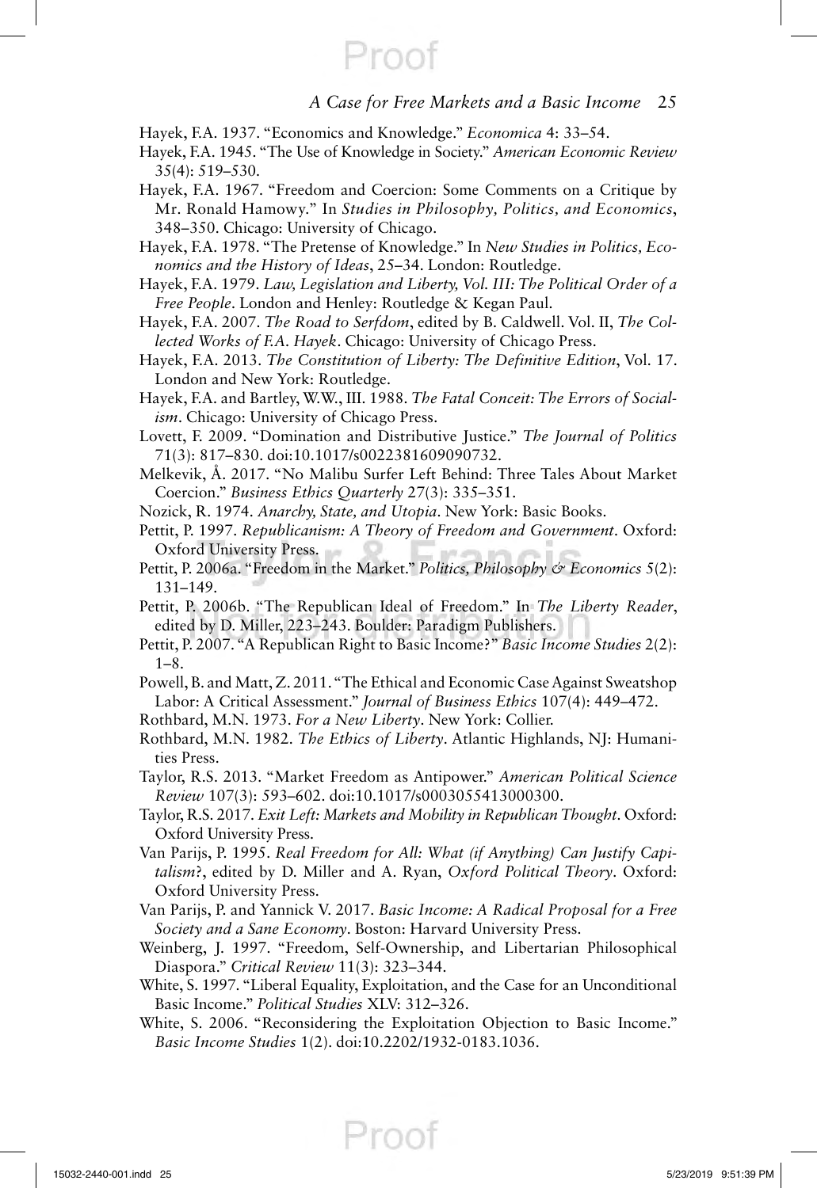Hayek, F.A. 1937. "Economics and Knowledge." *Economica* 4: 33–54.

Hayek, F.A. 1945. "The Use of Knowledge in Society." *American Economic Review* 35(4): 519–530.

Hayek, F.A. 1967. "Freedom and Coercion: Some Comments on a Critique by Mr. Ronald Hamowy." In *Studies in Philosophy, Politics, and Economics*, 348–350. Chicago: University of Chicago.

Hayek, F.A. 1978. "The Pretense of Knowledge." In *New Studies in Politics, Economics and the History of Ideas*, 25–34. London: Routledge.

Hayek, F.A. 1979. *Law, Legislation and Liberty, Vol. III: The Political Order of a Free People*. London and Henley: Routledge & Kegan Paul.

Hayek, F.A. 2007. *The Road to Serfdom*, edited by B. Caldwell. Vol. II, *The Collected Works of F.A. Hayek*. Chicago: University of Chicago Press.

Hayek, F.A. 2013. *The Constitution of Liberty: The Definitive Edition*, Vol. 17. London and New York: Routledge.

Hayek, F.A. and Bartley, W.W., III. 1988. *The Fatal Conceit: The Errors of Socialism*. Chicago: University of Chicago Press.

Lovett, F. 2009. "Domination and Distributive Justice." *The Journal of Politics* 71(3): 817–830. doi:10.1017/s0022381609090732.

Melkevik, Å. 2017. "No Malibu Surfer Left Behind: Three Tales About Market Coercion." *Business Ethics Quarterly* 27(3): 335–351.

Nozick, R. 1974. *Anarchy, State, and Utopia*. New York: Basic Books.

Pettit, P. 1997. *Republicanism: A Theory of Freedom and Government*. Oxford: Oxford University Press.

Pettit, P. 2006a. "Freedom in the Market." *Politics, Philosophy & Economics* 5(2): 131–149.

Pettit, P. 2006b. "The Republican Ideal of Freedom." In *The Liberty Reader*, edited by D. Miller, 223–243. Boulder: Paradigm Publishers.

Pettit, P. 2007. "A Republican Right to Basic Income?" *Basic Income Studies* 2(2): 1–8.

Powell, B. and Matt, Z. 2011. "The Ethical and Economic Case Against Sweatshop Labor: A Critical Assessment." *Journal of Business Ethics* 107(4): 449–472.

Rothbard, M.N. 1973. *For a New Liberty*. New York: Collier.

Rothbard, M.N. 1982. *The Ethics of Liberty*. Atlantic Highlands, NJ: Humanities Press.

Taylor, R.S. 2013. "Market Freedom as Antipower." *American Political Science Review* 107(3): 593–602. doi:10.1017/s0003055413000300.

Taylor, R.S. 2017. *Exit Left: Markets and Mobility in Republican Thought*. Oxford: Oxford University Press.

Van Parijs, P. 1995. *Real Freedom for All: What (if Anything) Can Justify Capitalism?*, edited by D. Miller and A. Ryan, *Oxford Political Theory*. Oxford: Oxford University Press.

Van Parijs, P. and Yannick V. 2017. *Basic Income: A Radical Proposal for a Free Society and a Sane Economy*. Boston: Harvard University Press.

Weinberg, J. 1997. "Freedom, Self-Ownership, and Libertarian Philosophical Diaspora." *Critical Review* 11(3): 323–344.

White, S. 1997. "Liberal Equality, Exploitation, and the Case for an Unconditional Basic Income." *Political Studies* XLV: 312–326.

White, S. 2006. "Reconsidering the Exploitation Objection to Basic Income." *Basic Income Studies* 1(2). doi:10.2202/1932-0183.1036.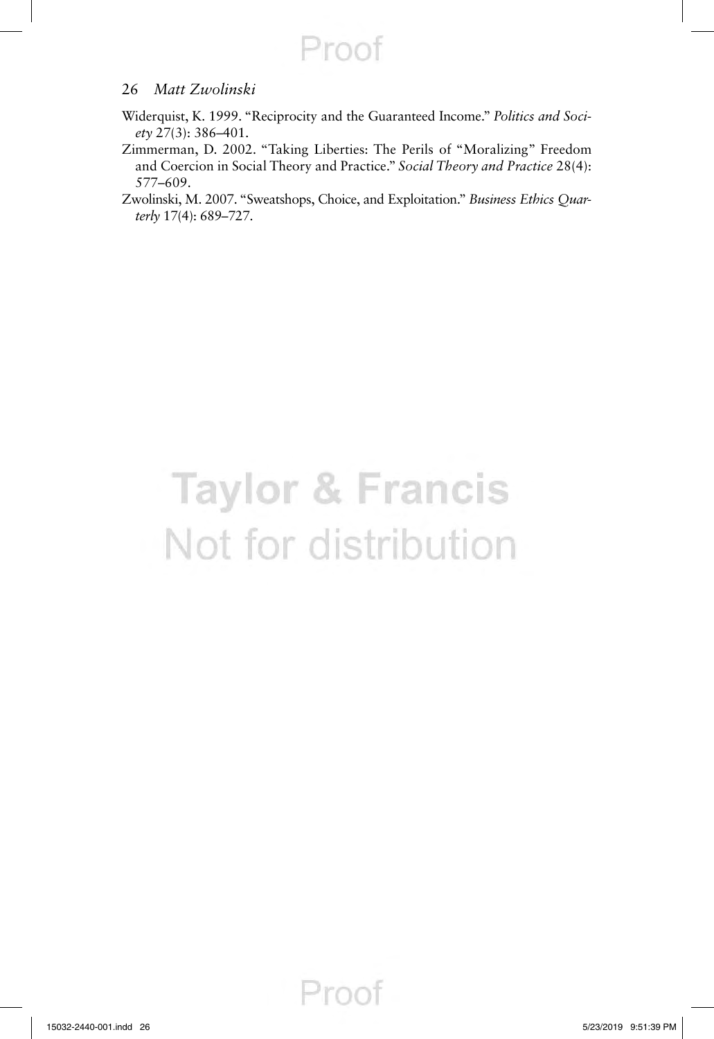Widerquist, K. 1999. "Reciprocity and the Guaranteed Income." *Politics and Society* 27(3): 386–401.

Zimmerman, D. 2002. "Taking Liberties: The Perils of "Moralizing" Freedom and Coercion in Social Theory and Practice." *Social Theory and Practice* 28(4): 577–609.

Zwolinski, M. 2007. "Sweatshops, Choice, and Exploitation." *Business Ethics Quarterly* 17(4): 689–727.